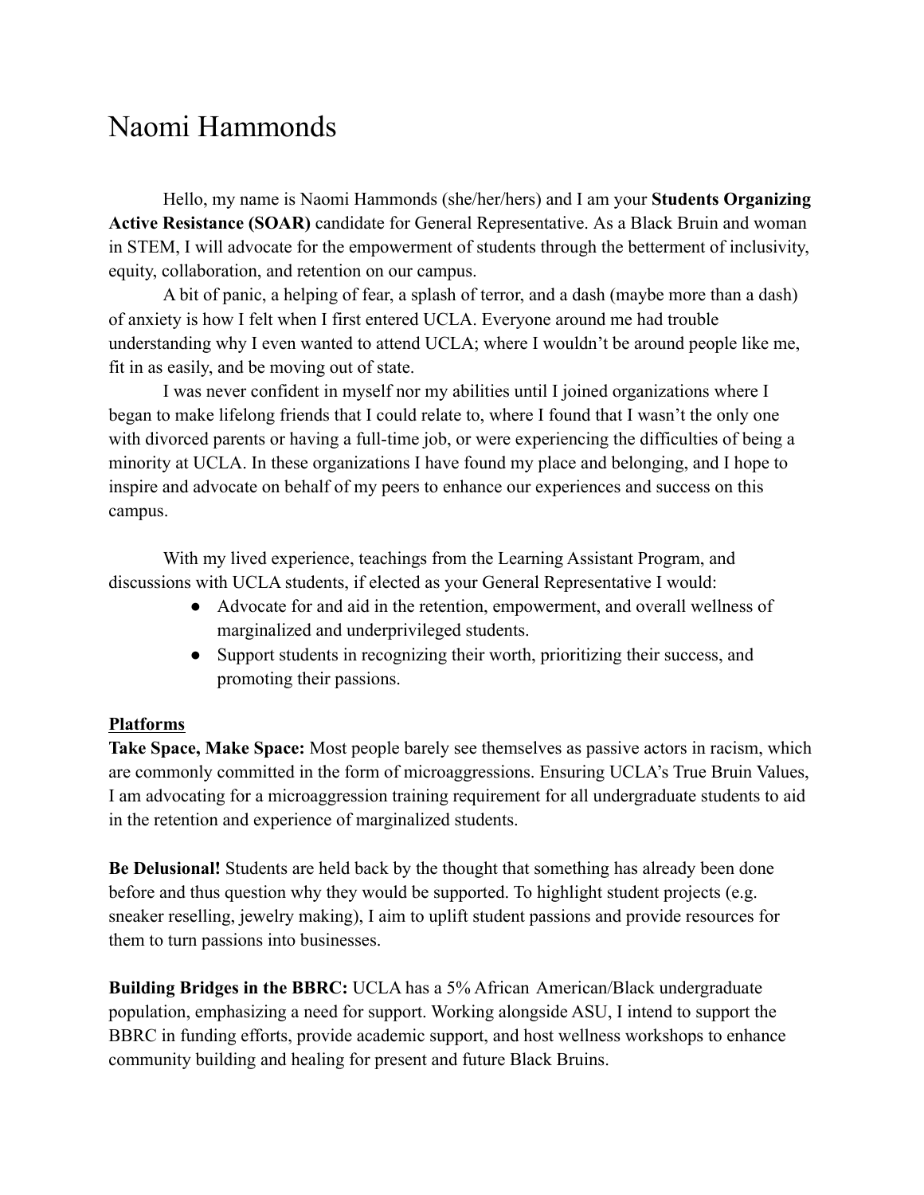# Naomi Hammonds

Hello, my name is Naomi Hammonds (she/her/hers) and I am your **Students Organizing Active Resistance (SOAR)** candidate for General Representative. As a Black Bruin and woman in STEM, I will advocate for the empowerment of students through the betterment of inclusivity, equity, collaboration, and retention on our campus.

A bit of panic, a helping of fear, a splash of terror, and a dash (maybe more than a dash) of anxiety is how I felt when I first entered UCLA. Everyone around me had trouble understanding why I even wanted to attend UCLA; where I wouldn't be around people like me, fit in as easily, and be moving out of state.

I was never confident in myself nor my abilities until I joined organizations where I began to make lifelong friends that I could relate to, where I found that I wasn't the only one with divorced parents or having a full-time job, or were experiencing the difficulties of being a minority at UCLA. In these organizations I have found my place and belonging, and I hope to inspire and advocate on behalf of my peers to enhance our experiences and success on this campus.

With my lived experience, teachings from the Learning Assistant Program, and discussions with UCLA students, if elected as your General Representative I would:

- Advocate for and aid in the retention, empowerment, and overall wellness of marginalized and underprivileged students.
- Support students in recognizing their worth, prioritizing their success, and promoting their passions.

## Platforms

**Take Space, Make Space:** Most people barely see themselves as passive actors in racism, which are commonly committed in the form of microaggressions. Ensuring UCLA's True Bruin Values, I am advocating for a microaggression training requirement for all undergraduate students to aid in the retention and experience of marginalized students.

**Be Delusional!** Students are held back by the thought that something has already been done before and thus question why they would be supported. To highlight student projects (e.g. sneaker reselling, jewelry making), I aim to uplift student passions and provide resources for them to turn passions into businesses.

**Building Bridges in the BBRC:** UCLA has a 5% African American/Black undergraduate population, emphasizing a need for support. Working alongside ASU, I intend to support the BBRC in funding efforts, provide academic support, and host wellness workshops to enhance community building and healing for present and future Black Bruins.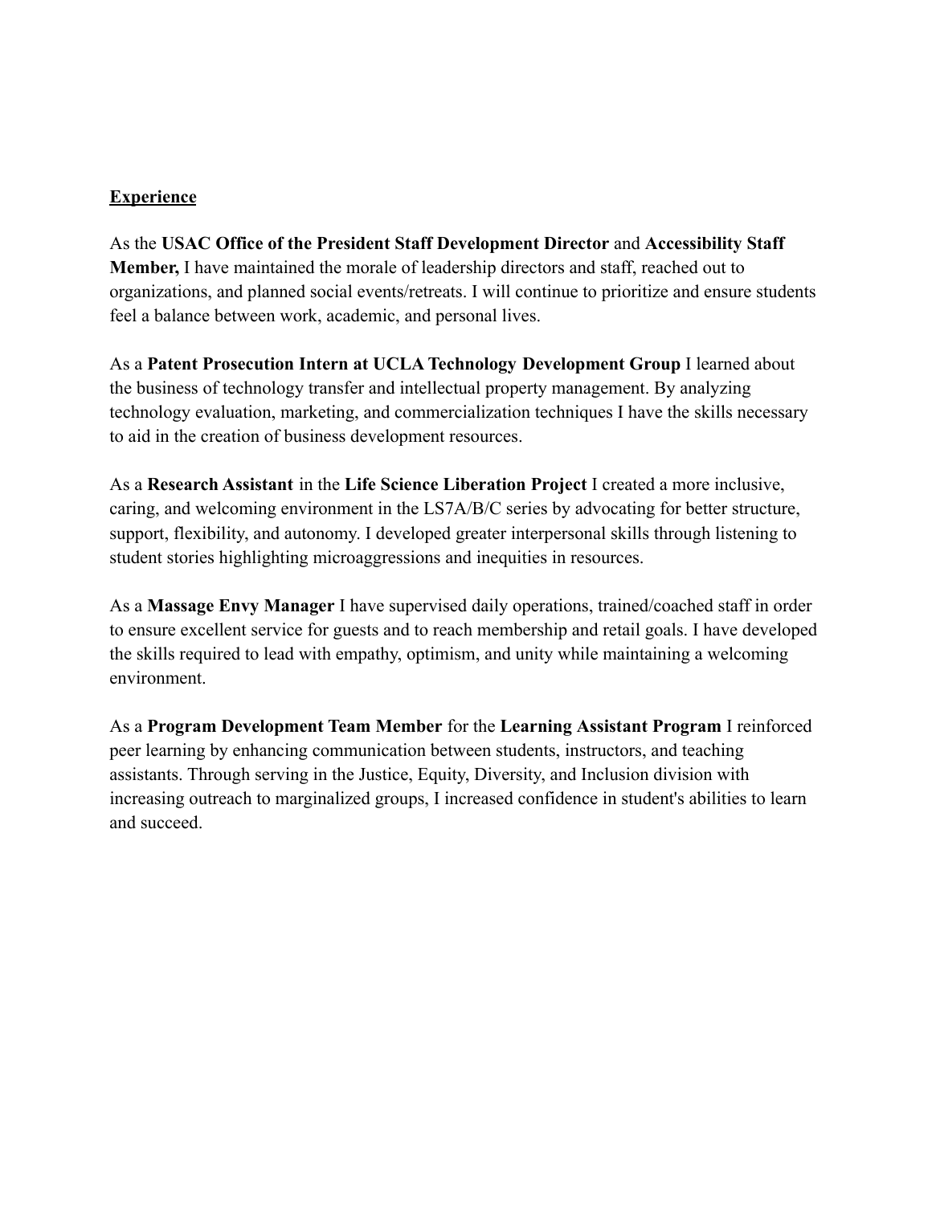## Experience

As the **USAC Office of the President Staff Development Director** and **Accessibility Staff Member,** I have maintained the morale of leadership directors and staff, reached out to organizations, and planned social events/retreats. I will continue to prioritize and ensure students feel a balance between work, academic, and personal lives.

As a **Patent Prosecution Intern at UCLA Technology Development Group** I learned about the business of technology transfer and intellectual property management. By analyzing technology evaluation, marketing, and commercialization techniques I have the skills necessary to aid in the creation of business development resources.

As a **Research Assistant** in the **Life Science Liberation Project** I created a more inclusive, caring, and welcoming environment in the LS7A/B/C series by advocating for better structure, support, flexibility, and autonomy. I developed greater interpersonal skills through listening to student stories highlighting microaggressions and inequities in resources.

As a **Massage Envy Manager** I have supervised daily operations, trained/coached staff in order to ensure excellent service for guests and to reach membership and retail goals. I have developed the skills required to lead with empathy, optimism, and unity while maintaining a welcoming environment.

As a **Program Development Team Member** for the **Learning Assistant Program** I reinforced peer learning by enhancing communication between students, instructors, and teaching assistants. Through serving in the Justice, Equity, Diversity, and Inclusion division with increasing outreach to marginalized groups, I increased confidence in student's abilities to learn and succeed.